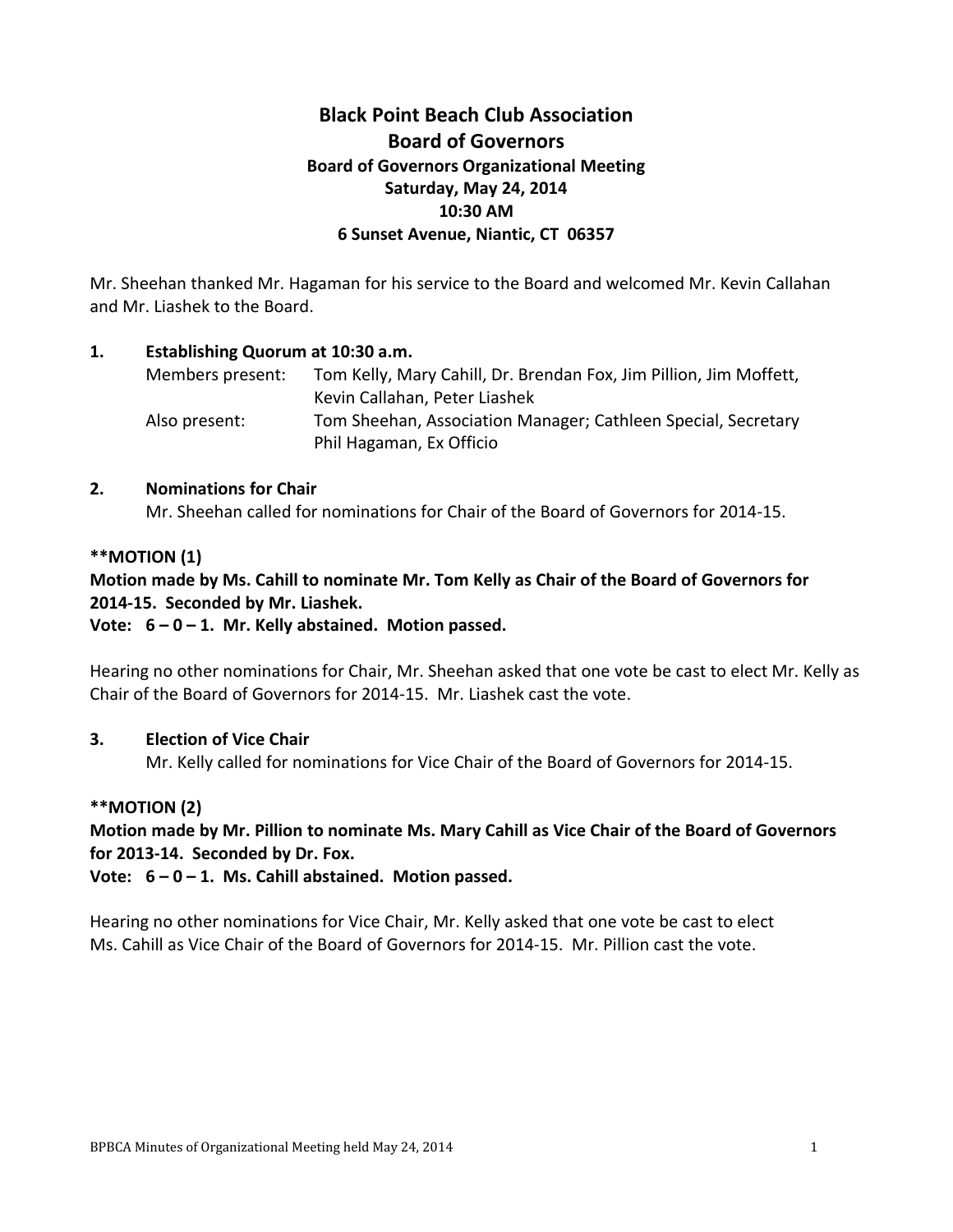# Black Point Beach Club Association
## Board of Governors
### Board of Governors Organizational Meeting
### Saturday, May 24, 2014
### 10:30 AM
### 6 Sunset Avenue, Niantic, CT 06357

Mr. Sheehan thanked Mr. Hagaman for his service to the Board and welcomed Mr. Kevin Callahan and Mr. Liashek to the Board.

**1. Establishing Quorum at 10:30 a.m.**

Members present: Tom Kelly, Mary Cahill, Dr. Brendan Fox, Jim Pillion, Jim Moffett, Kevin Callahan, Peter Liashek

Also present: Tom Sheehan, Association Manager; Cathleen Special, Secretary
Phil Hagaman, Ex Officio

**2. Nominations for Chair**

Mr. Sheehan called for nominations for Chair of the Board of Governors for 2014-15.

**\*\*MOTION (1)**
**Motion made by Ms. Cahill to nominate Mr. Tom Kelly as Chair of the Board of Governors for 2014-15. Seconded by Mr. Liashek.**
**Vote: 6 – 0 – 1. Mr. Kelly abstained. Motion passed.**

Hearing no other nominations for Chair, Mr. Sheehan asked that one vote be cast to elect Mr. Kelly as Chair of the Board of Governors for 2014-15. Mr. Liashek cast the vote.

**3. Election of Vice Chair**

Mr. Kelly called for nominations for Vice Chair of the Board of Governors for 2014-15.

**\*\*MOTION (2)**
**Motion made by Mr. Pillion to nominate Ms. Mary Cahill as Vice Chair of the Board of Governors for 2013-14. Seconded by Dr. Fox.**
**Vote: 6 – 0 – 1. Ms. Cahill abstained. Motion passed.**

Hearing no other nominations for Vice Chair, Mr. Kelly asked that one vote be cast to elect Ms. Cahill as Vice Chair of the Board of Governors for 2014-15. Mr. Pillion cast the vote.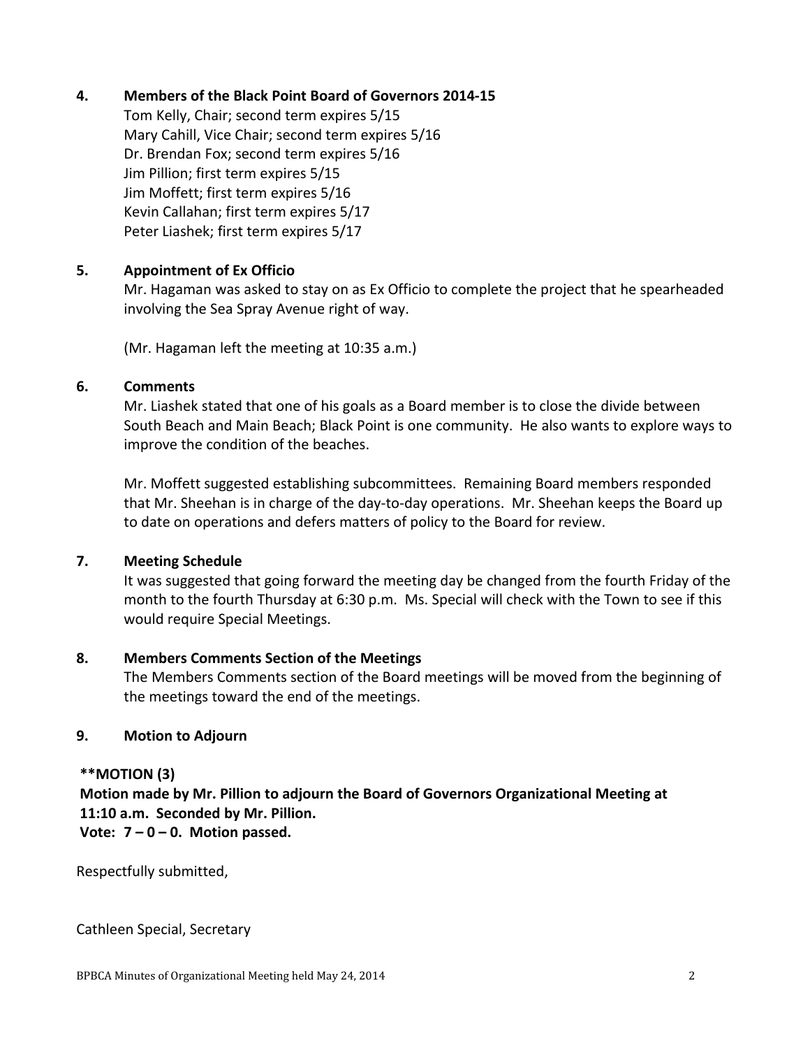**4. Members of the Black Point Board of Governors 2014-15**

Tom Kelly, Chair; second term expires 5/15
Mary Cahill, Vice Chair; second term expires 5/16
Dr. Brendan Fox; second term expires 5/16
Jim Pillion; first term expires 5/15
Jim Moffett; first term expires 5/16
Kevin Callahan; first term expires 5/17
Peter Liashek; first term expires 5/17

**5. Appointment of Ex Officio**

Mr. Hagaman was asked to stay on as Ex Officio to complete the project that he spearheaded involving the Sea Spray Avenue right of way.

(Mr. Hagaman left the meeting at 10:35 a.m.)

**6. Comments**

Mr. Liashek stated that one of his goals as a Board member is to close the divide between South Beach and Main Beach; Black Point is one community. He also wants to explore ways to improve the condition of the beaches.

Mr. Moffett suggested establishing subcommittees. Remaining Board members responded that Mr. Sheehan is in charge of the day-to-day operations. Mr. Sheehan keeps the Board up to date on operations and defers matters of policy to the Board for review.

**7. Meeting Schedule**

It was suggested that going forward the meeting day be changed from the fourth Friday of the month to the fourth Thursday at 6:30 p.m. Ms. Special will check with the Town to see if this would require Special Meetings.

**8. Members Comments Section of the Meetings**

The Members Comments section of the Board meetings will be moved from the beginning of the meetings toward the end of the meetings.

**9. Motion to Adjourn**

**\*\*MOTION (3)**
**Motion made by Mr. Pillion to adjourn the Board of Governors Organizational Meeting at 11:10 a.m. Seconded by Mr. Pillion.**
**Vote: 7 – 0 – 0. Motion passed.**

Respectfully submitted,

Cathleen Special, Secretary